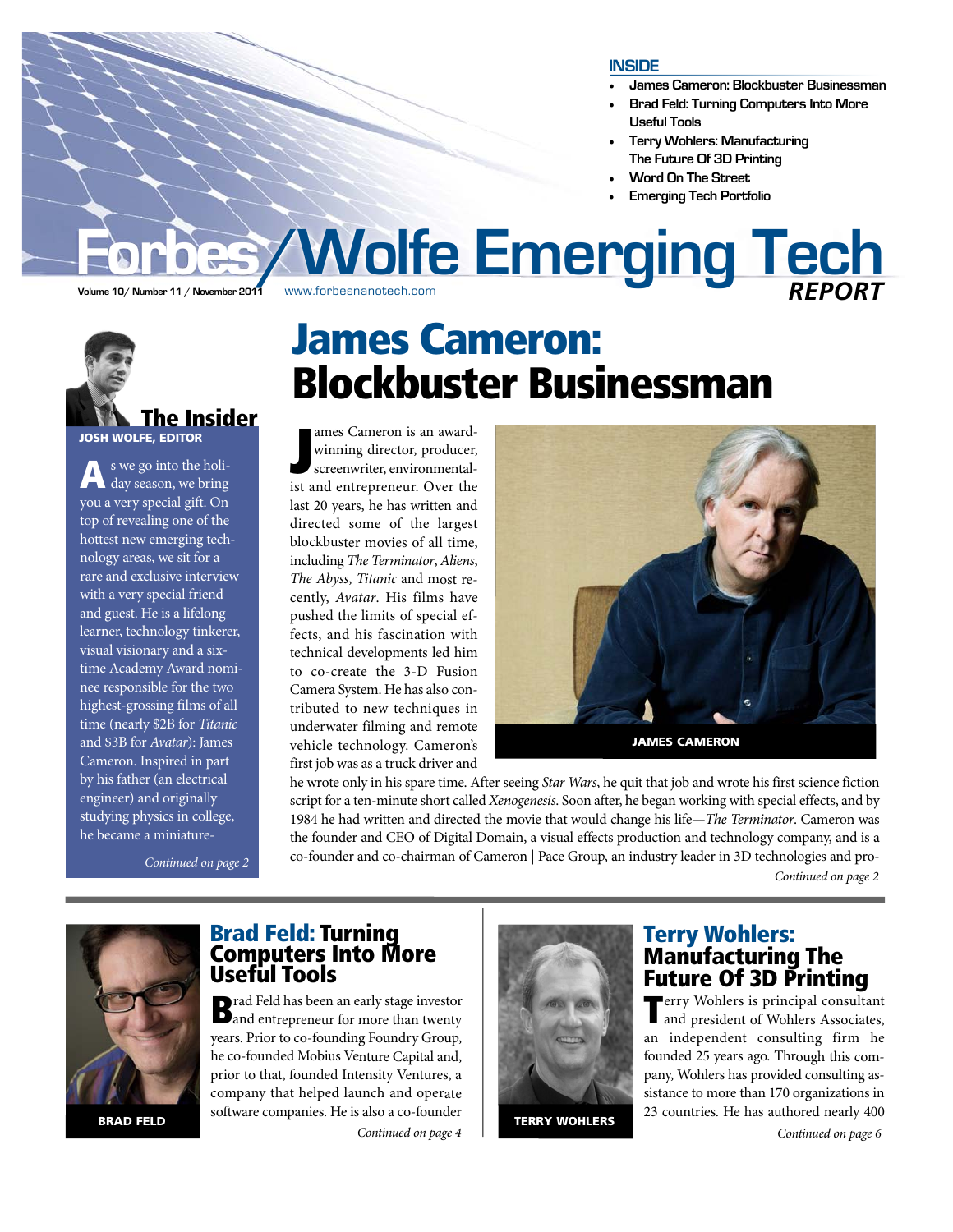## INSIDE

- James Cameron: Blockbuster Businessman
- Brad Feld: Turning Computers Into More Useful Tools
- Terry Wohlers: Manufacturing The Future Of 3D Printing
- Word On The Street
- Emerging Tech Portfolio

# Forbes/Wolfe Emerging Tech REPORT

Volume 10/ Number 11 / November 2011 www.forbesnanotech.com

## The Insider

**JOSH WOLFE, EDITOR**

As we go into the holiday season, we bring you a very special gift. On top of revealing one of the hottest new emerging technology areas, we sit for a rare and exclusive interview with a very special friend and guest. He is a lifelong learner, technology tinkerer, visual visionary and a six-time Academy Award nominee responsible for the two highest-grossing films of all time (nearly $2B for *Titanic* and $3B for *Avatar*): James Cameron. Inspired in part by his father (an electrical engineer) and originally studying physics in college, he became a miniature-

*Continued on page 2*

# James Cameron: Blockbuster Businessman

James Cameron is an award-winning director, producer, screenwriter, environmentalist and entrepreneur. Over the last 20 years, he has written and directed some of the largest blockbuster movies of all time, including *The Terminator*, *Aliens*, *The Abyss*, *Titanic* and most recently, *Avatar*. His films have pushed the limits of special effects, and his fascination with technical developments led him to co-create the 3-D Fusion Camera System. He has also contributed to new techniques in underwater filming and remote vehicle technology. Cameron's first job was as a truck driver and he wrote only in his spare time. After seeing *Star Wars*, he quit that job and wrote his first science fiction script for a ten-minute short called *Xenogenesis*. Soon after, he began working with special effects, and by 1984 he had written and directed the movie that would change his life—*The Terminator*. Cameron was the founder and CEO of Digital Domain, a visual effects production and technology company, and is a co-founder and co-chairman of Cameron | Pace Group, an industry leader in 3D technologies and pro-

*Continued on page 2*

JAMES CAMERON

## Brad Feld: Turning Computers Into More Useful Tools

Brad Feld has been an early stage investor and entrepreneur for more than twenty years. Prior to co-founding Foundry Group, he co-founded Mobius Venture Capital and, prior to that, founded Intensity Ventures, a company that helped launch and operate software companies. He is also a co-founder

*Continued on page 4*

BRAD FELD

## Terry Wohlers: Manufacturing The Future Of 3D Printing

Terry Wohlers is principal consultant and president of Wohlers Associates, an independent consulting firm he founded 25 years ago. Through this company, Wohlers has provided consulting assistance to more than 170 organizations in 23 countries. He has authored nearly 400

*Continued on page 6*

TERRY WOHLERS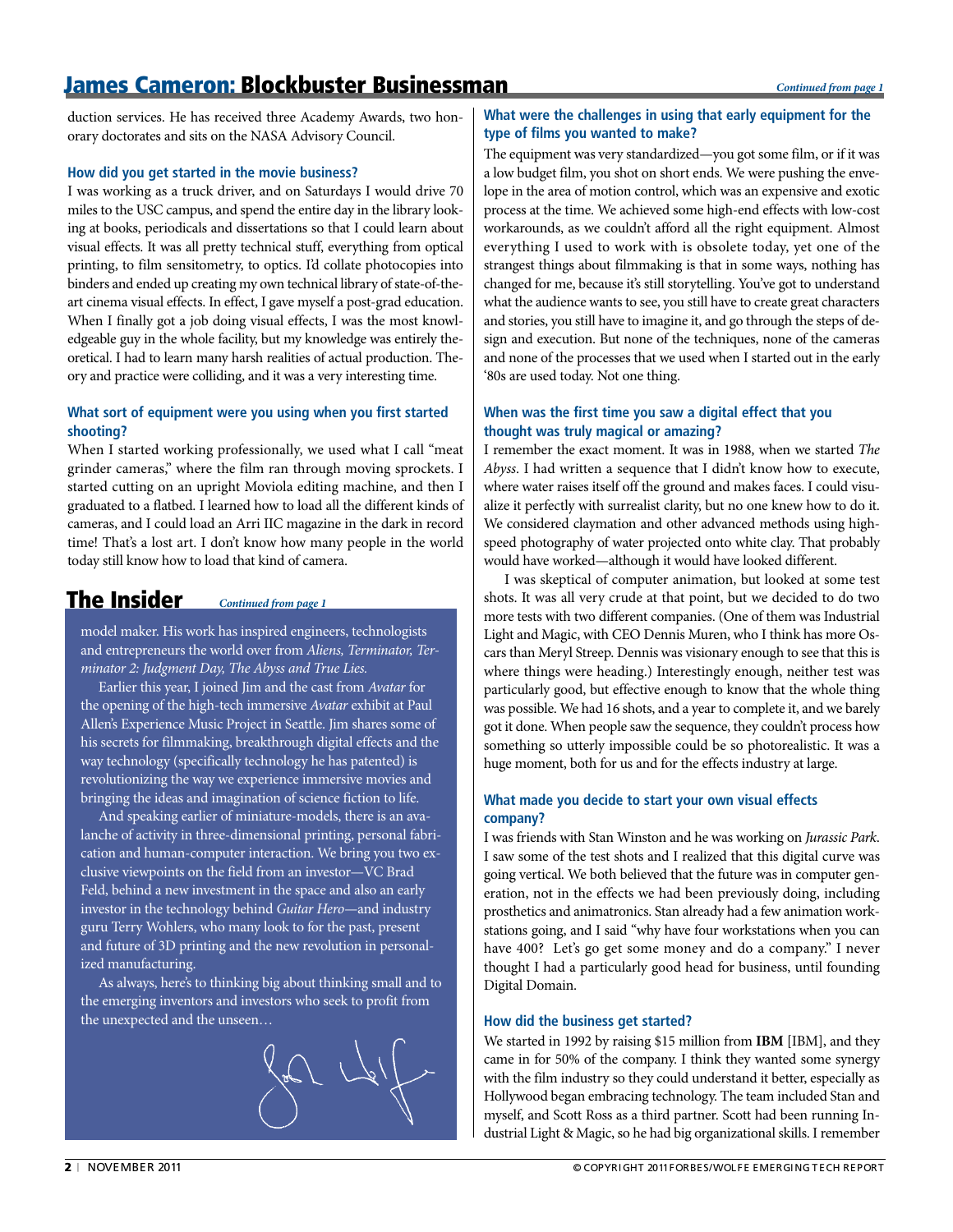# James Cameron: Blockbuster Businessman

*Continued from page 1*

duction services. He has received three Academy Awards, two honorary doctorates and sits on the NASA Advisory Council.

### How did you get started in the movie business?

I was working as a truck driver, and on Saturdays I would drive 70 miles to the USC campus, and spend the entire day in the library looking at books, periodicals and dissertations so that I could learn about visual effects. It was all pretty technical stuff, everything from optical printing, to film sensitometry, to optics. I'd collate photocopies into binders and ended up creating my own technical library of state-of-the-art cinema visual effects. In effect, I gave myself a post-grad education. When I finally got a job doing visual effects, I was the most knowledgeable guy in the whole facility, but my knowledge was entirely theoretical. I had to learn many harsh realities of actual production. Theory and practice were colliding, and it was a very interesting time.

### What sort of equipment were you using when you first started shooting?

When I started working professionally, we used what I call "meat grinder cameras," where the film ran through moving sprockets. I started cutting on an upright Moviola editing machine, and then I graduated to a flatbed. I learned how to load all the different kinds of cameras, and I could load an Arri IIC magazine in the dark in record time! That's a lost art. I don't know how many people in the world today still know how to load that kind of camera.

## The Insider

*Continued from page 1*

model maker. His work has inspired engineers, technologists and entrepreneurs the world over from *Aliens, Terminator, Terminator 2: Judgment Day, The Abyss and True Lies.*

Earlier this year, I joined Jim and the cast from *Avatar* for the opening of the high-tech immersive *Avatar* exhibit at Paul Allen's Experience Music Project in Seattle. Jim shares some of his secrets for filmmaking, breakthrough digital effects and the way technology (specifically technology he has patented) is revolutionizing the way we experience immersive movies and bringing the ideas and imagination of science fiction to life.

And speaking earlier of miniature-models, there is an avalanche of activity in three-dimensional printing, personal fabrication and human-computer interaction. We bring you two exclusive viewpoints on the field from an investor—VC Brad Feld, behind a new investment in the space and also an early investor in the technology behind *Guitar Hero*—and industry guru Terry Wohlers, who many look to for the past, present and future of 3D printing and the new revolution in personalized manufacturing.

As always, here's to thinking big about thinking small and to the emerging inventors and investors who seek to profit from the unexpected and the unseen…

### What were the challenges in using that early equipment for the type of films you wanted to make?

The equipment was very standardized—you got some film, or if it was a low budget film, you shot on short ends. We were pushing the envelope in the area of motion control, which was an expensive and exotic process at the time. We achieved some high-end effects with low-cost workarounds, as we couldn't afford all the right equipment. Almost everything I used to work with is obsolete today, yet one of the strangest things about filmmaking is that in some ways, nothing has changed for me, because it's still storytelling. You've got to understand what the audience wants to see, you still have to create great characters and stories, you still have to imagine it, and go through the steps of design and execution. But none of the techniques, none of the cameras and none of the processes that we used when I started out in the early '80s are used today. Not one thing.

### When was the first time you saw a digital effect that you thought was truly magical or amazing?

I remember the exact moment. It was in 1988, when we started *The Abyss*. I had written a sequence that I didn't know how to execute, where water raises itself off the ground and makes faces. I could visualize it perfectly with surrealist clarity, but no one knew how to do it. We considered claymation and other advanced methods using high-speed photography of water projected onto white clay. That probably would have worked—although it would have looked different.

I was skeptical of computer animation, but looked at some test shots. It was all very crude at that point, but we decided to do two more tests with two different companies. (One of them was Industrial Light and Magic, with CEO Dennis Muren, who I think has more Oscars than Meryl Streep. Dennis was visionary enough to see that this is where things were heading.) Interestingly enough, neither test was particularly good, but effective enough to know that the whole thing was possible. We had 16 shots, and a year to complete it, and we barely got it done. When people saw the sequence, they couldn't process how something so utterly impossible could be so photorealistic. It was a huge moment, both for us and for the effects industry at large.

### What made you decide to start your own visual effects company?

I was friends with Stan Winston and he was working on *Jurassic Park*. I saw some of the test shots and I realized that this digital curve was going vertical. We both believed that the future was in computer generation, not in the effects we had been previously doing, including prosthetics and animatronics. Stan already had a few animation workstations going, and I said "why have four workstations when you can have 400? Let's go get some money and do a company." I never thought I had a particularly good head for business, until founding Digital Domain.

### How did the business get started?

We started in 1992 by raising $15 million from **IBM** [IBM], and they came in for 50% of the company. I think they wanted some synergy with the film industry so they could understand it better, especially as Hollywood began embracing technology. The team included Stan and myself, and Scott Ross as a third partner. Scott had been running Industrial Light & Magic, so he had big organizational skills. I remember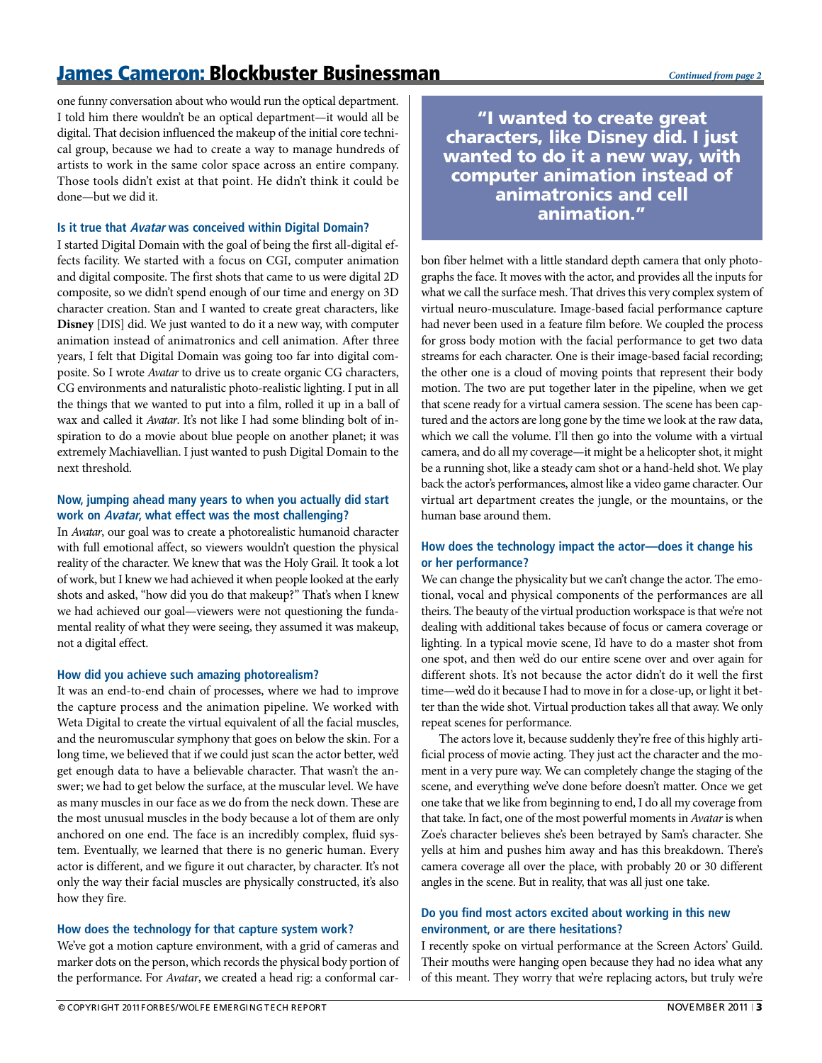one funny conversation about who would run the optical department. I told him there wouldn't be an optical department—it would all be digital. That decision influenced the makeup of the initial core technical group, because we had to create a way to manage hundreds of artists to work in the same color space across an entire company. Those tools didn't exist at that point. He didn't think it could be done—but we did it.

### Is it true that *Avatar* was conceived within Digital Domain?

I started Digital Domain with the goal of being the first all-digital effects facility. We started with a focus on CGI, computer animation and digital composite. The first shots that came to us were digital 2D composite, so we didn't spend enough of our time and energy on 3D character creation. Stan and I wanted to create great characters, like **Disney** [DIS] did. We just wanted to do it a new way, with computer animation instead of animatronics and cell animation. After three years, I felt that Digital Domain was going too far into digital composite. So I wrote *Avatar* to drive us to create organic CG characters, CG environments and naturalistic photo-realistic lighting. I put in all the things that we wanted to put into a film, rolled it up in a ball of wax and called it *Avatar*. It's not like I had some blinding bolt of inspiration to do a movie about blue people on another planet; it was extremely Machiavellian. I just wanted to push Digital Domain to the next threshold.

### Now, jumping ahead many years to when you actually did start work on *Avatar*, what effect was the most challenging?

In *Avatar*, our goal was to create a photorealistic humanoid character with full emotional affect, so viewers wouldn't question the physical reality of the character. We knew that was the Holy Grail. It took a lot of work, but I knew we had achieved it when people looked at the early shots and asked, "how did you do that makeup?" That's when I knew we had achieved our goal—viewers were not questioning the fundamental reality of what they were seeing, they assumed it was makeup, not a digital effect.

### How did you achieve such amazing photorealism?

It was an end-to-end chain of processes, where we had to improve the capture process and the animation pipeline. We worked with Weta Digital to create the virtual equivalent of all the facial muscles, and the neuromuscular symphony that goes on below the skin. For a long time, we believed that if we could just scan the actor better, we'd get enough data to have a believable character. That wasn't the answer; we had to get below the surface, at the muscular level. We have as many muscles in our face as we do from the neck down. These are the most unusual muscles in the body because a lot of them are only anchored on one end. The face is an incredibly complex, fluid system. Eventually, we learned that there is no generic human. Every actor is different, and we figure it out character, by character. It's not only the way their facial muscles are physically constructed, it's also how they fire.

### How does the technology for that capture system work?

We've got a motion capture environment, with a grid of cameras and marker dots on the person, which records the physical body portion of the performance. For *Avatar*, we created a head rig: a conformal carbon fiber helmet with a little standard depth camera that only photographs the face. It moves with the actor, and provides all the inputs for what we call the surface mesh. That drives this very complex system of virtual neuro-musculature. Image-based facial performance capture had never been used in a feature film before. We coupled the process for gross body motion with the facial performance to get two data streams for each character. One is their image-based facial recording; the other one is a cloud of moving points that represent their body motion. The two are put together later in the pipeline, when we get that scene ready for a virtual camera session. The scene has been captured and the actors are long gone by the time we look at the raw data, which we call the volume. I'll then go into the volume with a virtual camera, and do all my coverage—it might be a helicopter shot, it might be a running shot, like a steady cam shot or a hand-held shot. We play back the actor's performances, almost like a video game character. Our virtual art department creates the jungle, or the mountains, or the human base around them.

> **"I wanted to create great characters, like Disney did. I just wanted to do it a new way, with computer animation instead of animatronics and cell animation."**

### How does the technology impact the actor—does it change his or her performance?

We can change the physicality but we can't change the actor. The emotional, vocal and physical components of the performances are all theirs. The beauty of the virtual production workspace is that we're not dealing with additional takes because of focus or camera coverage or lighting. In a typical movie scene, I'd have to do a master shot from one spot, and then we'd do our entire scene over and over again for different shots. It's not because the actor didn't do it well the first time—we'd do it because I had to move in for a close-up, or light it better than the wide shot. Virtual production takes all that away. We only repeat scenes for performance.

The actors love it, because suddenly they're free of this highly artificial process of movie acting. They just act the character and the moment in a very pure way. We can completely change the staging of the scene, and everything we've done before doesn't matter. Once we get one take that we like from beginning to end, I do all my coverage from that take. In fact, one of the most powerful moments in *Avatar* is when Zoe's character believes she's been betrayed by Sam's character. She yells at him and pushes him away and has this breakdown. There's camera coverage all over the place, with probably 20 or 30 different angles in the scene. But in reality, that was all just one take.

### Do you find most actors excited about working in this new environment, or are there hesitations?

I recently spoke on virtual performance at the Screen Actors' Guild. Their mouths were hanging open because they had no idea what any of this meant. They worry that we're replacing actors, but truly we're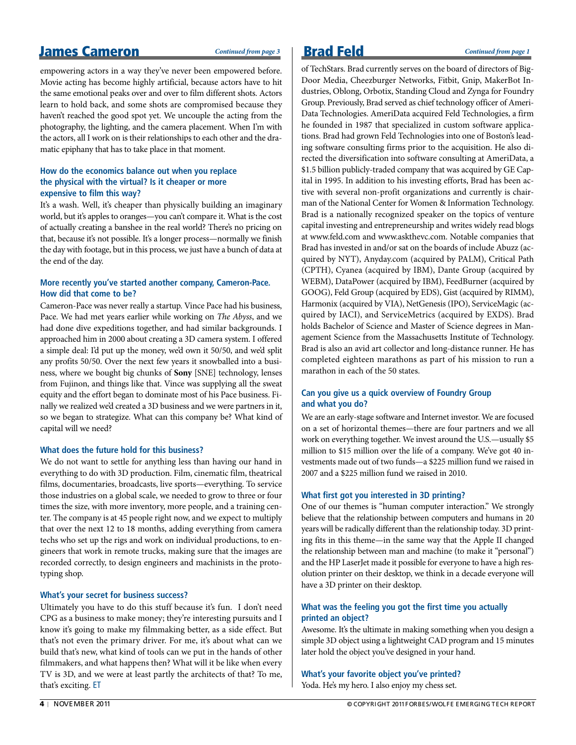## James Cameron

*Continued from page 3*

empowering actors in a way they've never been empowered before. Movie acting has become highly artificial, because actors have to hit the same emotional peaks over and over to film different shots. Actors learn to hold back, and some shots are compromised because they haven't reached the good spot yet. We uncouple the acting from the photography, the lighting, and the camera placement. When I'm with the actors, all I work on is their relationships to each other and the dramatic epiphany that has to take place in that moment.

### How do the economics balance out when you replace the physical with the virtual? Is it cheaper or more expensive to film this way?

It's a wash. Well, it's cheaper than physically building an imaginary world, but it's apples to oranges—you can't compare it. What is the cost of actually creating a banshee in the real world? There's no pricing on that, because it's not possible. It's a longer process—normally we finish the day with footage, but in this process, we just have a bunch of data at the end of the day.

### More recently you've started another company, Cameron-Pace. How did that come to be?

Cameron-Pace was never really a startup. Vince Pace had his business, Pace. We had met years earlier while working on *The Abyss*, and we had done dive expeditions together, and had similar backgrounds. I approached him in 2000 about creating a 3D camera system. I offered a simple deal: I'd put up the money, we'd own it 50/50, and we'd split any profits 50/50. Over the next few years it snowballed into a business, where we bought big chunks of **Sony** [SNE] technology, lenses from Fujinon, and things like that. Vince was supplying all the sweat equity and the effort began to dominate most of his Pace business. Finally we realized we'd created a 3D business and we were partners in it, so we began to strategize. What can this company be? What kind of capital will we need?

### What does the future hold for this business?

We do not want to settle for anything less than having our hand in everything to do with 3D production. Film, cinematic film, theatrical films, documentaries, broadcasts, live sports—everything. To service those industries on a global scale, we needed to grow to three or four times the size, with more inventory, more people, and a training center. The company is at 45 people right now, and we expect to multiply that over the next 12 to 18 months, adding everything from camera techs who set up the rigs and work on individual productions, to engineers that work in remote trucks, making sure that the images are recorded correctly, to design engineers and machinists in the prototyping shop.

### What's your secret for business success?

Ultimately you have to do this stuff because it's fun. I don't need CPG as a business to make money; they're interesting pursuits and I know it's going to make my filmmaking better, as a side effect. But that's not even the primary driver. For me, it's about what can we build that's new, what kind of tools can we put in the hands of other filmmakers, and what happens then? What will it be like when every TV is 3D, and we were at least partly the architects of that? To me, that's exciting. ET

## Brad Feld

*Continued from page 1*

of TechStars. Brad currently serves on the board of directors of BigDoor Media, Cheezburger Networks, Fitbit, Gnip, MakerBot Industries, Oblong, Orbotix, Standing Cloud and Zynga for Foundry Group. Previously, Brad served as chief technology officer of AmeriData Technologies. AmeriData acquired Feld Technologies, a firm he founded in 1987 that specialized in custom software applications. Brad had grown Feld Technologies into one of Boston's leading software consulting firms prior to the acquisition. He also directed the diversification into software consulting at AmeriData, a $1.5 billion publicly-traded company that was acquired by GE Capital in 1995. In addition to his investing efforts, Brad has been active with several non-profit organizations and currently is chairman of the National Center for Women & Information Technology. Brad is a nationally recognized speaker on the topics of venture capital investing and entrepreneurship and writes widely read blogs at www.feld.com and www.askthevc.com. Notable companies that Brad has invested in and/or sat on the boards of include Abuzz (acquired by NYT), Anyday.com (acquired by PALM), Critical Path (CPTH), Cyanea (acquired by IBM), Dante Group (acquired by WEBM), DataPower (acquired by IBM), FeedBurner (acquired by GOOG), Feld Group (acquired by EDS), Gist (acquired by RIMM), Harmonix (acquired by VIA), NetGenesis (IPO), ServiceMagic (acquired by IACI), and ServiceMetrics (acquired by EXDS). Brad holds Bachelor of Science and Master of Science degrees in Management Science from the Massachusetts Institute of Technology. Brad is also an avid art collector and long-distance runner. He has completed eighteen marathons as part of his mission to run a marathon in each of the 50 states.

### Can you give us a quick overview of Foundry Group and what you do?

We are an early-stage software and Internet investor. We are focused on a set of horizontal themes—there are four partners and we all work on everything together. We invest around the U.S.—usually $5 million to $15 million over the life of a company. We've got 40 investments made out of two funds—a $225 million fund we raised in 2007 and a $225 million fund we raised in 2010.

### What first got you interested in 3D printing?

One of our themes is "human computer interaction." We strongly believe that the relationship between computers and humans in 20 years will be radically different than the relationship today. 3D printing fits in this theme—in the same way that the Apple II changed the relationship between man and machine (to make it "personal") and the HP LaserJet made it possible for everyone to have a high resolution printer on their desktop, we think in a decade everyone will have a 3D printer on their desktop.

### What was the feeling you got the first time you actually printed an object?

Awesome. It's the ultimate in making something when you design a simple 3D object using a lightweight CAD program and 15 minutes later hold the object you've designed in your hand.

### What's your favorite object you've printed?

Yoda. He's my hero. I also enjoy my chess set.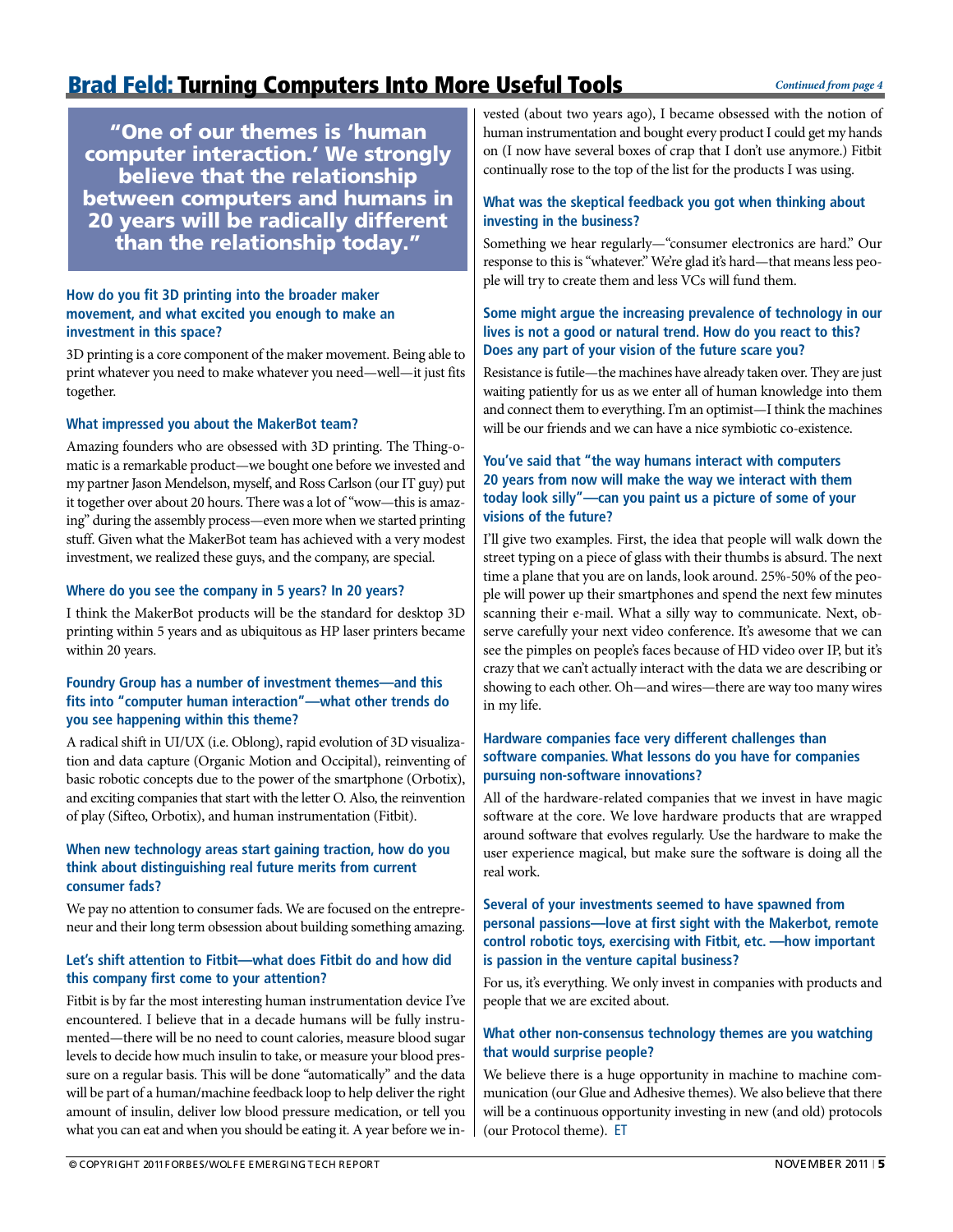# Brad Feld: Turning Computers Into More Useful Tools

*Continued from page 4*

> **"One of our themes is 'human computer interaction.' We strongly believe that the relationship between computers and humans in 20 years will be radically different than the relationship today."**

### How do you fit 3D printing into the broader maker movement, and what excited you enough to make an investment in this space?

3D printing is a core component of the maker movement. Being able to print whatever you need to make whatever you need—well—it just fits together.

### What impressed you about the MakerBot team?

Amazing founders who are obsessed with 3D printing. The Thing-o-matic is a remarkable product—we bought one before we invested and my partner Jason Mendelson, myself, and Ross Carlson (our IT guy) put it together over about 20 hours. There was a lot of "wow—this is amazing" during the assembly process—even more when we started printing stuff. Given what the MakerBot team has achieved with a very modest investment, we realized these guys, and the company, are special.

### Where do you see the company in 5 years? In 20 years?

I think the MakerBot products will be the standard for desktop 3D printing within 5 years and as ubiquitous as HP laser printers became within 20 years.

### Foundry Group has a number of investment themes—and this fits into "computer human interaction"—what other trends do you see happening within this theme?

A radical shift in UI/UX (i.e. Oblong), rapid evolution of 3D visualization and data capture (Organic Motion and Occipital), reinventing of basic robotic concepts due to the power of the smartphone (Orbotix), and exciting companies that start with the letter O. Also, the reinvention of play (Sifteo, Orbotix), and human instrumentation (Fitbit).

### When new technology areas start gaining traction, how do you think about distinguishing real future merits from current consumer fads?

We pay no attention to consumer fads. We are focused on the entrepreneur and their long term obsession about building something amazing.

### Let's shift attention to Fitbit—what does Fitbit do and how did this company first come to your attention?

Fitbit is by far the most interesting human instrumentation device I've encountered. I believe that in a decade humans will be fully instrumented—there will be no need to count calories, measure blood sugar levels to decide how much insulin to take, or measure your blood pressure on a regular basis. This will be done "automatically" and the data will be part of a human/machine feedback loop to help deliver the right amount of insulin, deliver low blood pressure medication, or tell you what you can eat and when you should be eating it. A year before we invested (about two years ago), I became obsessed with the notion of human instrumentation and bought every product I could get my hands on (I now have several boxes of crap that I don't use anymore.) Fitbit continually rose to the top of the list for the products I was using.

### What was the skeptical feedback you got when thinking about investing in the business?

Something we hear regularly—"consumer electronics are hard." Our response to this is "whatever." We're glad it's hard—that means less people will try to create them and less VCs will fund them.

### Some might argue the increasing prevalence of technology in our lives is not a good or natural trend. How do you react to this? Does any part of your vision of the future scare you?

Resistance is futile—the machines have already taken over. They are just waiting patiently for us as we enter all of human knowledge into them and connect them to everything. I'm an optimist—I think the machines will be our friends and we can have a nice symbiotic co-existence.

### You've said that "the way humans interact with computers 20 years from now will make the way we interact with them today look silly"—can you paint us a picture of some of your visions of the future?

I'll give two examples. First, the idea that people will walk down the street typing on a piece of glass with their thumbs is absurd. The next time a plane that you are on lands, look around. 25%-50% of the people will power up their smartphones and spend the next few minutes scanning their e-mail. What a silly way to communicate. Next, observe carefully your next video conference. It's awesome that we can see the pimples on people's faces because of HD video over IP, but it's crazy that we can't actually interact with the data we are describing or showing to each other. Oh—and wires—there are way too many wires in my life.

### Hardware companies face very different challenges than software companies. What lessons do you have for companies pursuing non-software innovations?

All of the hardware-related companies that we invest in have magic software at the core. We love hardware products that are wrapped around software that evolves regularly. Use the hardware to make the user experience magical, but make sure the software is doing all the real work.

### Several of your investments seemed to have spawned from personal passions—love at first sight with the Makerbot, remote control robotic toys, exercising with Fitbit, etc. —how important is passion in the venture capital business?

For us, it's everything. We only invest in companies with products and people that we are excited about.

### What other non-consensus technology themes are you watching that would surprise people?

We believe there is a huge opportunity in machine to machine communication (our Glue and Adhesive themes). We also believe that there will be a continuous opportunity investing in new (and old) protocols (our Protocol theme). ET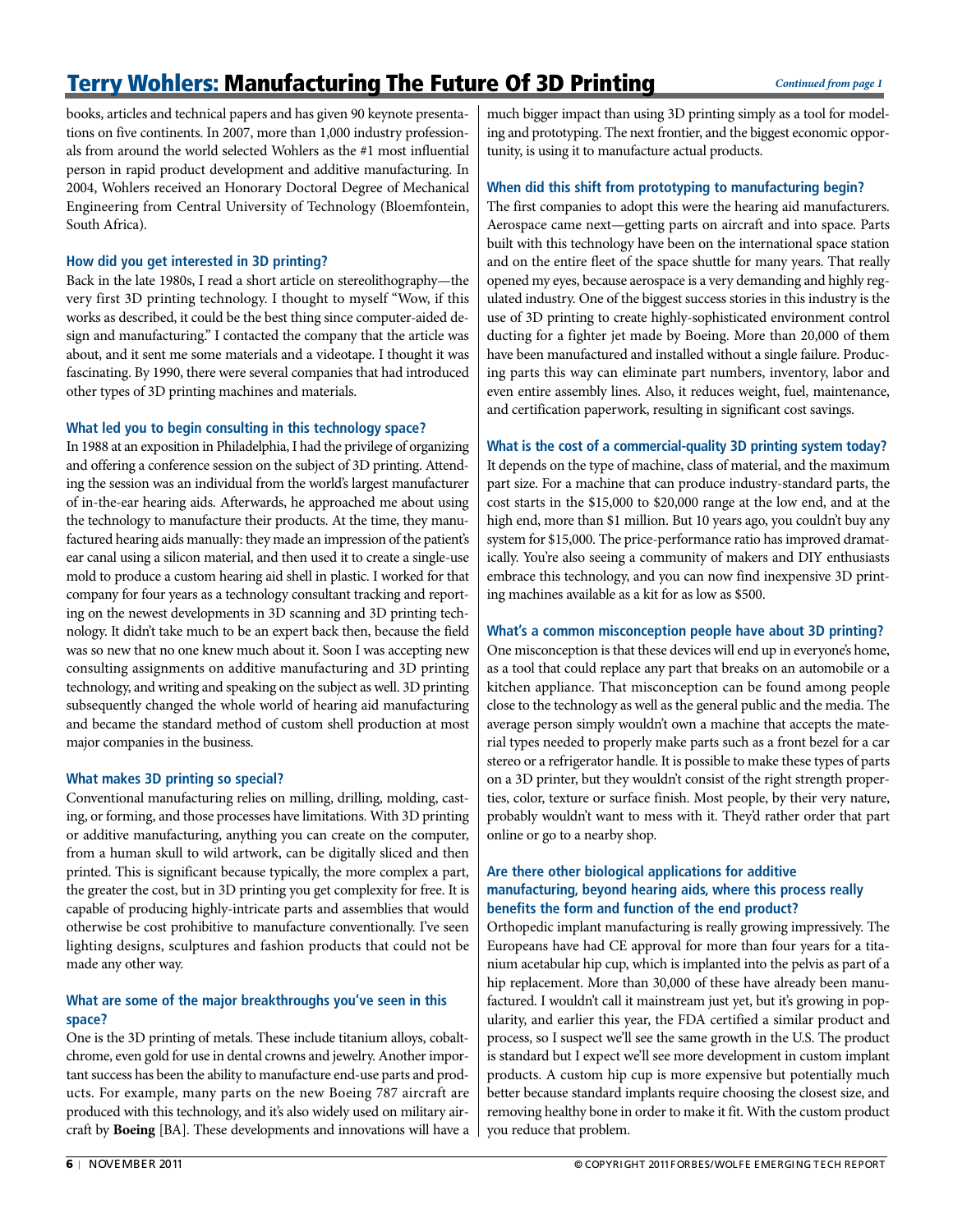# Terry Wohlers: Manufacturing The Future Of 3D Printing

*Continued from page 1*

books, articles and technical papers and has given 90 keynote presentations on five continents. In 2007, more than 1,000 industry professionals from around the world selected Wohlers as the #1 most influential person in rapid product development and additive manufacturing. In 2004, Wohlers received an Honorary Doctoral Degree of Mechanical Engineering from Central University of Technology (Bloemfontein, South Africa).

### How did you get interested in 3D printing?

Back in the late 1980s, I read a short article on stereolithography—the very first 3D printing technology. I thought to myself "Wow, if this works as described, it could be the best thing since computer-aided design and manufacturing." I contacted the company that the article was about, and it sent me some materials and a videotape. I thought it was fascinating. By 1990, there were several companies that had introduced other types of 3D printing machines and materials.

### What led you to begin consulting in this technology space?

In 1988 at an exposition in Philadelphia, I had the privilege of organizing and offering a conference session on the subject of 3D printing. Attending the session was an individual from the world's largest manufacturer of in-the-ear hearing aids. Afterwards, he approached me about using the technology to manufacture their products. At the time, they manufactured hearing aids manually: they made an impression of the patient's ear canal using a silicon material, and then used it to create a single-use mold to produce a custom hearing aid shell in plastic. I worked for that company for four years as a technology consultant tracking and reporting on the newest developments in 3D scanning and 3D printing technology. It didn't take much to be an expert back then, because the field was so new that no one knew much about it. Soon I was accepting new consulting assignments on additive manufacturing and 3D printing technology, and writing and speaking on the subject as well. 3D printing subsequently changed the whole world of hearing aid manufacturing and became the standard method of custom shell production at most major companies in the business.

### What makes 3D printing so special?

Conventional manufacturing relies on milling, drilling, molding, casting, or forming, and those processes have limitations. With 3D printing or additive manufacturing, anything you can create on the computer, from a human skull to wild artwork, can be digitally sliced and then printed. This is significant because typically, the more complex a part, the greater the cost, but in 3D printing you get complexity for free. It is capable of producing highly-intricate parts and assemblies that would otherwise be cost prohibitive to manufacture conventionally. I've seen lighting designs, sculptures and fashion products that could not be made any other way.

### What are some of the major breakthroughs you've seen in this space?

One is the 3D printing of metals. These include titanium alloys, cobalt-chrome, even gold for use in dental crowns and jewelry. Another important success has been the ability to manufacture end-use parts and products. For example, many parts on the new Boeing 787 aircraft are produced with this technology, and it's also widely used on military aircraft by **Boeing** [BA]. These developments and innovations will have a much bigger impact than using 3D printing simply as a tool for modeling and prototyping. The next frontier, and the biggest economic opportunity, is using it to manufacture actual products.

### When did this shift from prototyping to manufacturing begin?

The first companies to adopt this were the hearing aid manufacturers. Aerospace came next—getting parts on aircraft and into space. Parts built with this technology have been on the international space station and on the entire fleet of the space shuttle for many years. That really opened my eyes, because aerospace is a very demanding and highly regulated industry. One of the biggest success stories in this industry is the use of 3D printing to create highly-sophisticated environment control ducting for a fighter jet made by Boeing. More than 20,000 of them have been manufactured and installed without a single failure. Producing parts this way can eliminate part numbers, inventory, labor and even entire assembly lines. Also, it reduces weight, fuel, maintenance, and certification paperwork, resulting in significant cost savings.

### What is the cost of a commercial-quality 3D printing system today?

It depends on the type of machine, class of material, and the maximum part size. For a machine that can produce industry-standard parts, the cost starts in the $15,000 to $20,000 range at the low end, and at the high end, more than $1 million. But 10 years ago, you couldn't buy any system for $15,000. The price-performance ratio has improved dramatically. You're also seeing a community of makers and DIY enthusiasts embrace this technology, and you can now find inexpensive 3D printing machines available as a kit for as low as $500.

### What's a common misconception people have about 3D printing?

One misconception is that these devices will end up in everyone's home, as a tool that could replace any part that breaks on an automobile or a kitchen appliance. That misconception can be found among people close to the technology as well as the general public and the media. The average person simply wouldn't own a machine that accepts the material types needed to properly make parts such as a front bezel for a car stereo or a refrigerator handle. It is possible to make these types of parts on a 3D printer, but they wouldn't consist of the right strength properties, color, texture or surface finish. Most people, by their very nature, probably wouldn't want to mess with it. They'd rather order that part online or go to a nearby shop.

### Are there other biological applications for additive manufacturing, beyond hearing aids, where this process really benefits the form and function of the end product?

Orthopedic implant manufacturing is really growing impressively. The Europeans have had CE approval for more than four years for a titanium acetabular hip cup, which is implanted into the pelvis as part of a hip replacement. More than 30,000 of these have already been manufactured. I wouldn't call it mainstream just yet, but it's growing in popularity, and earlier this year, the FDA certified a similar product and process, so I suspect we'll see the same growth in the U.S. The product is standard but I expect we'll see more development in custom implant products. A custom hip cup is more expensive but potentially much better because standard implants require choosing the closest size, and removing healthy bone in order to make it fit. With the custom product you reduce that problem.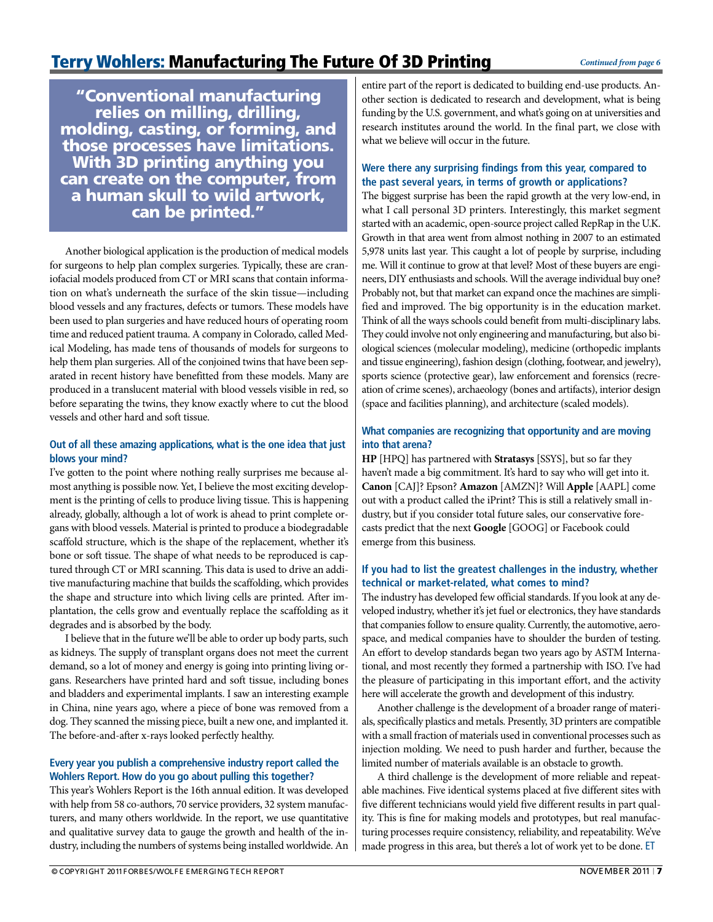## Terry Wohlers: Manufacturing The Future Of 3D Printing

*Continued from page 6*

> **"Conventional manufacturing relies on milling, drilling, molding, casting, or forming, and those processes have limitations. With 3D printing anything you can create on the computer, from a human skull to wild artwork, can be printed."**

Another biological application is the production of medical models for surgeons to help plan complex surgeries. Typically, these are craniofacial models produced from CT or MRI scans that contain information on what's underneath the surface of the skin tissue—including blood vessels and any fractures, defects or tumors. These models have been used to plan surgeries and have reduced hours of operating room time and reduced patient trauma. A company in Colorado, called Medical Modeling, has made tens of thousands of models for surgeons to help them plan surgeries. All of the conjoined twins that have been separated in recent history have benefitted from these models. Many are produced in a translucent material with blood vessels visible in red, so before separating the twins, they know exactly where to cut the blood vessels and other hard and soft tissue.

### Out of all these amazing applications, what is the one idea that just blows your mind?

I've gotten to the point where nothing really surprises me because almost anything is possible now. Yet, I believe the most exciting development is the printing of cells to produce living tissue. This is happening already, globally, although a lot of work is ahead to print complete organs with blood vessels. Material is printed to produce a biodegradable scaffold structure, which is the shape of the replacement, whether it's bone or soft tissue. The shape of what needs to be reproduced is captured through CT or MRI scanning. This data is used to drive an additive manufacturing machine that builds the scaffolding, which provides the shape and structure into which living cells are printed. After implantation, the cells grow and eventually replace the scaffolding as it degrades and is absorbed by the body.

I believe that in the future we'll be able to order up body parts, such as kidneys. The supply of transplant organs does not meet the current demand, so a lot of money and energy is going into printing living organs. Researchers have printed hard and soft tissue, including bones and bladders and experimental implants. I saw an interesting example in China, nine years ago, where a piece of bone was removed from a dog. They scanned the missing piece, built a new one, and implanted it. The before-and-after x-rays looked perfectly healthy.

### Every year you publish a comprehensive industry report called the Wohlers Report. How do you go about pulling this together?

This year's Wohlers Report is the 16th annual edition. It was developed with help from 58 co-authors, 70 service providers, 32 system manufacturers, and many others worldwide. In the report, we use quantitative and qualitative survey data to gauge the growth and health of the industry, including the numbers of systems being installed worldwide. An entire part of the report is dedicated to building end-use products. Another section is dedicated to research and development, what is being funding by the U.S. government, and what's going on at universities and research institutes around the world. In the final part, we close with what we believe will occur in the future.

### Were there any surprising findings from this year, compared to the past several years, in terms of growth or applications?

The biggest surprise has been the rapid growth at the very low-end, in what I call personal 3D printers. Interestingly, this market segment started with an academic, open-source project called RepRap in the U.K. Growth in that area went from almost nothing in 2007 to an estimated 5,978 units last year. This caught a lot of people by surprise, including me. Will it continue to grow at that level? Most of these buyers are engineers, DIY enthusiasts and schools. Will the average individual buy one? Probably not, but that market can expand once the machines are simplified and improved. The big opportunity is in the education market. Think of all the ways schools could benefit from multi-disciplinary labs. They could involve not only engineering and manufacturing, but also biological sciences (molecular modeling), medicine (orthopedic implants and tissue engineering), fashion design (clothing, footwear, and jewelry), sports science (protective gear), law enforcement and forensics (recreation of crime scenes), archaeology (bones and artifacts), interior design (space and facilities planning), and architecture (scaled models).

### What companies are recognizing that opportunity and are moving into that arena?

**HP** [HPQ] has partnered with **Stratasys** [SSYS], but so far they haven't made a big commitment. It's hard to say who will get into it. **Canon** [CAJ]? Epson? **Amazon** [AMZN]? Will **Apple** [AAPL] come out with a product called the iPrint? This is still a relatively small industry, but if you consider total future sales, our conservative forecasts predict that the next **Google** [GOOG] or Facebook could emerge from this business.

### If you had to list the greatest challenges in the industry, whether technical or market-related, what comes to mind?

The industry has developed few official standards. If you look at any developed industry, whether it's jet fuel or electronics, they have standards that companies follow to ensure quality. Currently, the automotive, aerospace, and medical companies have to shoulder the burden of testing. An effort to develop standards began two years ago by ASTM International, and most recently they formed a partnership with ISO. I've had the pleasure of participating in this important effort, and the activity here will accelerate the growth and development of this industry.

Another challenge is the development of a broader range of materials, specifically plastics and metals. Presently, 3D printers are compatible with a small fraction of materials used in conventional processes such as injection molding. We need to push harder and further, because the limited number of materials available is an obstacle to growth.

A third challenge is the development of more reliable and repeatable machines. Five identical systems placed at five different sites with five different technicians would yield five different results in part quality. This is fine for making models and prototypes, but real manufacturing processes require consistency, reliability, and repeatability. We've made progress in this area, but there's a lot of work yet to be done. ET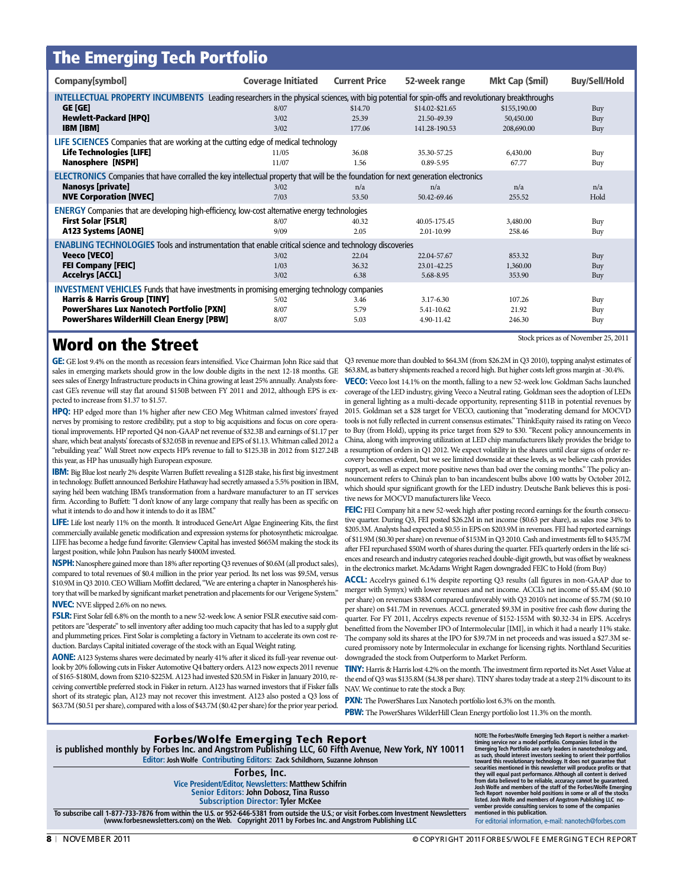# The Emerging Tech Portfolio

| Company[symbol] | Coverage Initiated | Current Price | 52-week range | Mkt Cap ($mil) | Buy/Sell/Hold |
|---|---|---|---|---|---|
| **INTELLECTUAL PROPERTY INCUMBENTS** Leading researchers in the physical sciences, with big potential for spin-offs and revolutionary breakthroughs | | | | | |
| **GE [GE]** | 8/07 | $14.70 | $14.02-$21.65 | $155,190.00 | Buy |
| **Hewlett-Packard [HPQ]** | 3/02 | 25.39 | 21.50-49.39 | 50,450.00 | Buy |
| **IBM [IBM]** | 3/02 | 177.06 | 141.28-190.53 | 208,690.00 | Buy |
| **LIFE SCIENCES** Companies that are working at the cutting edge of medical technology | | | | | |
| **Life Technologies [LIFE]** | 11/05 | 36.08 | 35.30-57.25 | 6,430.00 | Buy |
| **Nanosphere [NSPH]** | 11/07 | 1.56 | 0.89-5.95 | 67.77 | Buy |
| **ELECTRONICS** Companies that have corralled the key intellectual property that will be the foundation for next generation electronics | | | | | |
| **Nanosys [private]** | 3/02 | n/a | n/a | n/a | n/a |
| **NVE Corporation [NVEC]** | 7/03 | 53.50 | 50.42-69.46 | 255.52 | Hold |
| **ENERGY** Companies that are developing high-efficiency, low-cost alternative energy technologies | | | | | |
| **First Solar [FSLR]** | 8/07 | 40.32 | 40.05-175.45 | 3,480.00 | Buy |
| **A123 Systems [AONE]** | 9/09 | 2.05 | 2.01-10.99 | 258.46 | Buy |
| **ENABLING TECHNOLOGIES** Tools and instrumentation that enable critical science and technology discoveries | | | | | |
| **Veeco [VECO]** | 3/02 | 22.04 | 22.04-57.67 | 853.32 | Buy |
| **FEI Company [FEIC]** | 1/03 | 36.32 | 23.01-42.25 | 1,360.00 | Buy |
| **Accelrys [ACCL]** | 3/02 | 6.38 | 5.68-8.95 | 353.90 | Buy |
| **INVESTMENT VEHICLES** Funds that have investments in promising emerging technology companies | | | | | |
| **Harris & Harris Group [TINY]** | 5/02 | 3.46 | 3.17-6.30 | 107.26 | Buy |
| **PowerShares Lux Nanotech Portfolio [PXN]** | 8/07 | 5.79 | 5.41-10.62 | 21.92 | Buy |
| **PowerShares WilderHill Clean Energy [PBW]** | 8/07 | 5.03 | 4.90-11.42 | 246.30 | Buy |

Stock prices as of November 25, 2011

# Word on the Street

**GE:** GE lost 9.4% on the month as recession fears intensified. Vice Chairman John Rice said that sales in emerging markets should grow in the low double digits in the next 12-18 months. GE sees sales of Energy Infrastructure products in China growing at least 25% annually. Analysts forecast GE's revenue will stay flat around $150B between FY 2011 and 2012, although EPS is expected to increase from $1.37 to $1.57.

**HPQ:** HP edged more than 1% higher after new CEO Meg Whitman calmed investors' frayed nerves by promising to restore credibility, put a stop to big acquisitions and focus on core operational improvements. HP reported Q4 non-GAAP net revenue of $32.3B and earnings of $1.17 per share, which beat analysts' forecasts of $32.05B in revenue and EPS of $1.13. Whitman called 2012 a "rebuilding year." Wall Street now expects HP's revenue to fall to $125.3B in 2012 from $127.24B this year, as HP has unusually high European exposure.

**IBM:** Big Blue lost nearly 2% despite Warren Buffett revealing a $12B stake, his first big investment in technology. Buffett announced Berkshire Hathaway had secretly amassed a 5.5% position in IBM, saying he'd been watching IBM's transformation from a hardware manufacturer to an IT services firm. According to Buffett: "I don't know of any large company that really has been as specific on what it intends to do and how it intends to do it as IBM."

**LIFE:** Life lost nearly 11% on the month. It introduced GeneArt Algae Engineering Kits, the first commercially available genetic modification and expression systems for photosynthetic microalgae. LIFE has become a hedge fund favorite: Glenview Capital has invested $665M making the stock its largest position, while John Paulson has nearly $400M invested.

**NSPH:** Nanosphere gained more than 18% after reporting Q3 revenues of $0.6M (all product sales), compared to total revenues of $0.4 million in the prior year period. Its net loss was $9.5M, versus $10.9M in Q3 2010. CEO William Moffitt declared, "We are entering a chapter in Nanosphere's history that will be marked by significant market penetration and placements for our Verigene System."

**NVEC:** NVE slipped 2.6% on no news.

**FSLR:** First Solar fell 6.8% on the month to a new 52-week low. A senior FSLR executive said competitors are "desperate" to sell inventory after adding too much capacity that has led to a supply glut and plummeting prices. First Solar is completing a factory in Vietnam to accelerate its own cost reduction. Barclays Capital initiated coverage of the stock with an Equal Weight rating.

**AONE:** A123 Systems shares were decimated by nearly 41% after it sliced its full-year revenue outlook by 20% following cuts in Fisker Automotive Q4 battery orders. A123 now expects 2011 revenue of $165-$180M, down from $210-$225M. A123 had invested $20.5M in Fisker in January 2010, receiving convertible preferred stock in Fisker in return. A123 has warned investors that if Fisker falls short of its strategic plan, A123 may not recover this investment. A123 also posted a Q3 loss of $63.7M ($0.51 per share), compared with a loss of $43.7M ($0.42 per share) for the prior year period. Q3 revenue more than doubled to $64.3M (from $26.2M in Q3 2010), topping analyst estimates of $63.8M, as battery shipments reached a record high. But higher costs left gross margin at -30.4%.

**VECO:** Veeco lost 14.1% on the month, falling to a new 52-week low. Goldman Sachs launched coverage of the LED industry, giving Veeco a Neutral rating. Goldman sees the adoption of LEDs in general lighting as a multi-decade opportunity, representing $11B in potential revenues by 2015. Goldman set a $28 target for VECO, cautioning that "moderating demand for MOCVD tools is not fully reflected in current consensus estimates." ThinkEquity raised its rating on Veeco to Buy (from Hold), upping its price target from $29 to $30. "Recent policy announcements in China, along with improving utilization at LED chip manufacturers likely provides the bridge to a resumption of orders in Q1 2012. We expect volatility in the shares until clear signs of order recovery becomes evident, but we see limited downside at these levels, as we believe cash provides support, as well as expect more positive news than bad over the coming months." The policy announcement refers to China's plan to ban incandescent bulbs above 100 watts by October 2012, which should spur significant growth for the LED industry. Deutsche Bank believes this is positive news for MOCVD manufacturers like Veeco.

**FEIC:** FEI Company hit a new 52-week high after posting record earnings for the fourth consecutive quarter. During Q3, FEI posted $26.2M in net income ($0.63 per share), as sales rose 34% to $205.3M. Analysts had expected a $0.55 in EPS on $203.9M in revenues. FEI had reported earnings of $11.9M ($0.30 per share) on revenue of $153M in Q3 2010. Cash and investments fell to $435.7M after FEI repurchased $50M worth of shares during the quarter. FEI's quarterly orders in the life sciences and research and industry categories reached double-digit growth, but was offset by weakness in the electronics market. McAdams Wright Ragen downgraded FEIC to Hold (from Buy)

**ACCL:** Accelrys gained 6.1% despite reporting Q3 results (all figures in non-GAAP due to merger with Symyx) with lower revenues and net income. ACCL's net income of $5.4M ($0.10 per share) on revenues $38M compared unfavorably with Q3 2010's net income of $5.7M ($0.10 per share) on $41.7M in revenues. ACCL generated $9.3M in positive free cash flow during the quarter. For FY 2011, Accelrys expects revenue of $152-155M with $0.32-34 in EPS. Accelrys benefitted from the November IPO of Intermolecular [IMI], in which it had a nearly 11% stake. The company sold its shares at the IPO for $39.7M in net proceeds and was issued a $27.3M secured promissory note by Intermolecular in exchange for licensing rights. Northland Securities downgraded the stock from Outperform to Market Perform.

**TINY:** Harris & Harris lost 4.2% on the month. The investment firm reported its Net Asset Value at the end of Q3 was $135.8M ($4.38 per share). TINY shares today trade at a steep 21% discount to its NAV. We continue to rate the stock a Buy.

**PXN:** The PowerShares Lux Nanotech portfolio lost 6.3% on the month.

**PBW:** The PowerShares WilderHill Clean Energy portfolio lost 11.3% on the month.

---

**Forbes/Wolfe Emerging Tech Report**
**is published monthly by Forbes Inc. and Angstrom Publishing LLC, 60 Fifth Avenue, New York, NY 10011**
**Editor:** Josh Wolfe **Contributing Editors:** Zack Schildhorn, Suzanne Johnson

**Forbes, Inc.**
**Vice President/Editor, Newsletters:** Matthew Schifrin
**Senior Editors:** John Dobosz, Tina Russo
**Subscription Director:** Tyler McKee

To subscribe call 1-877-733-7876 from within the U.S. or 952-646-5381 from outside the U.S.; or visit Forbes.com Investment Newsletters (www.forbesnewsletters.com) on the Web. Copyright 2011 by Forbes Inc. and Angstrom Publishing LLC

NOTE: The Forbes/Wolfe Emerging Tech Report is neither a market-timing service nor a model portfolio. Companies listed in the Emerging Tech Portfolio are early leaders in nanotechnology and, as such, should interest investors seeking to orient their portfolios toward this revolutionary technology. It does not guarantee that securities mentioned in this newsletter will produce profits or that they will equal past performance. Although all content is derived from data believed to be reliable, accuracy cannot be guaranteed. Josh Wolfe and members of the staff of the Forbes/Wolfe Emerging Tech Report november hold positions in some or all of the stocks listed. Josh Wolfe and members of Angstrom Publishing LLC november provide consulting services to some of the companies mentioned in this publication.

For editorial information, e-mail: nanotech@forbes.com